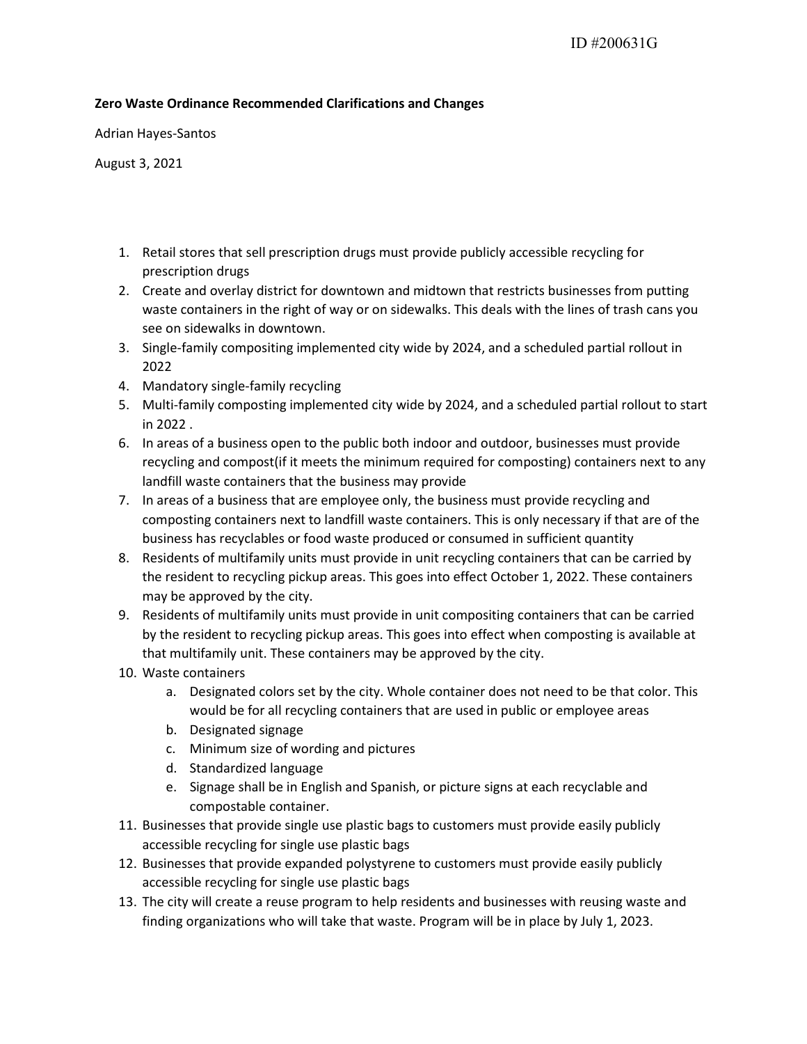ID #200631G

**Zero Waste Ordinance Recommended Clarifications and Changes**

Adrian Hayes-Santos

August 3, 2021

1. Retail stores that sell prescription drugs must provide publicly accessible recycling for prescription drugs
2. Create and overlay district for downtown and midtown that restricts businesses from putting waste containers in the right of way or on sidewalks. This deals with the lines of trash cans you see on sidewalks in downtown.
3. Single-family compositing implemented city wide by 2024, and a scheduled partial rollout in 2022
4. Mandatory single-family recycling
5. Multi-family composting implemented city wide by 2024, and a scheduled partial rollout to start in 2022 .
6. In areas of a business open to the public both indoor and outdoor, businesses must provide recycling and compost(if it meets the minimum required for composting) containers next to any landfill waste containers that the business may provide
7. In areas of a business that are employee only, the business must provide recycling and composting containers next to landfill waste containers. This is only necessary if that are of the business has recyclables or food waste produced or consumed in sufficient quantity
8. Residents of multifamily units must provide in unit recycling containers that can be carried by the resident to recycling pickup areas. This goes into effect October 1, 2022. These containers may be approved by the city.
9. Residents of multifamily units must provide in unit compositing containers that can be carried by the resident to recycling pickup areas. This goes into effect when composting is available at that multifamily unit. These containers may be approved by the city.
10. Waste containers
    a. Designated colors set by the city. Whole container does not need to be that color. This would be for all recycling containers that are used in public or employee areas
    b. Designated signage
    c. Minimum size of wording and pictures
    d. Standardized language
    e. Signage shall be in English and Spanish, or picture signs at each recyclable and compostable container.
11. Businesses that provide single use plastic bags to customers must provide easily publicly accessible recycling for single use plastic bags
12. Businesses that provide expanded polystyrene to customers must provide easily publicly accessible recycling for single use plastic bags
13. The city will create a reuse program to help residents and businesses with reusing waste and finding organizations who will take that waste. Program will be in place by July 1, 2023.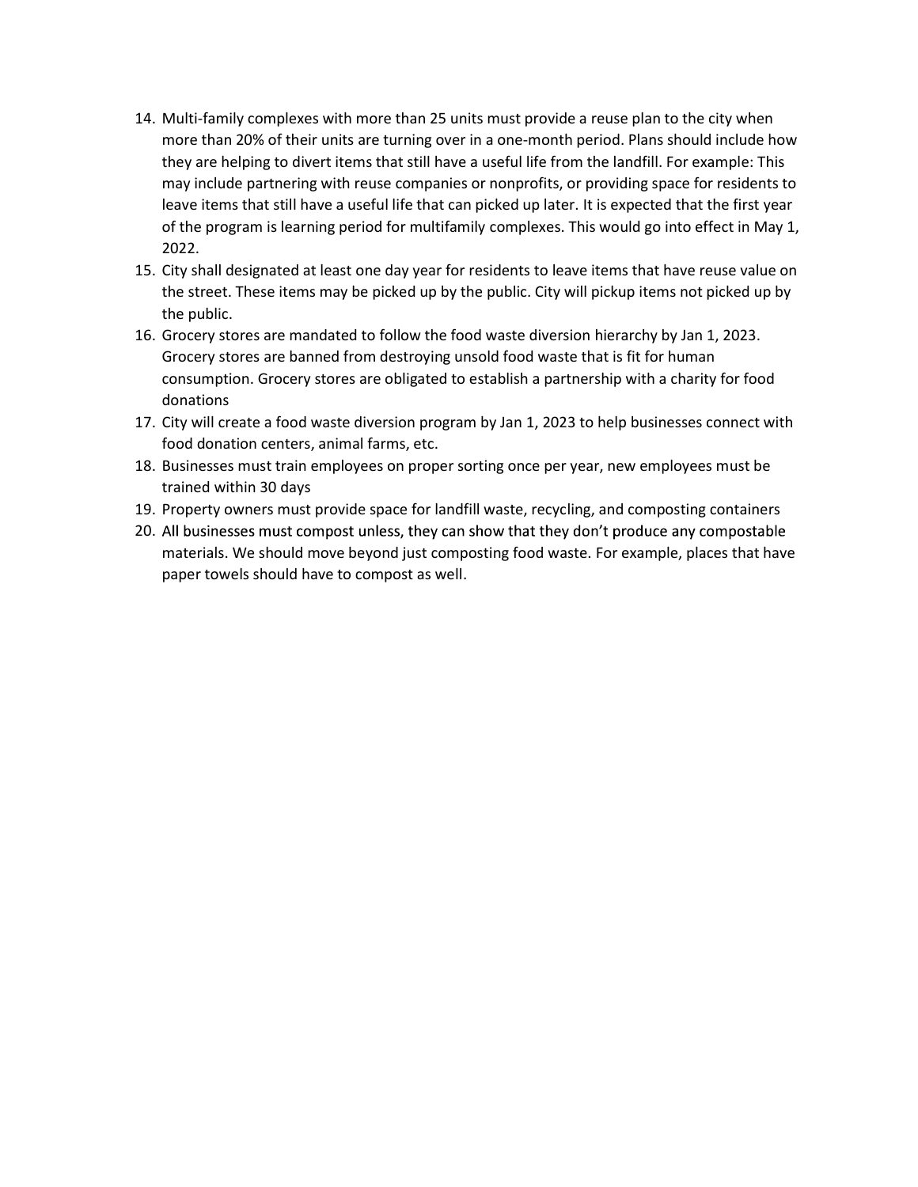14. Multi-family complexes with more than 25 units must provide a reuse plan to the city when more than 20% of their units are turning over in a one-month period. Plans should include how they are helping to divert items that still have a useful life from the landfill. For example: This may include partnering with reuse companies or nonprofits, or providing space for residents to leave items that still have a useful life that can picked up later. It is expected that the first year of the program is learning period for multifamily complexes. This would go into effect in May 1, 2022.
15. City shall designated at least one day year for residents to leave items that have reuse value on the street. These items may be picked up by the public. City will pickup items not picked up by the public.
16. Grocery stores are mandated to follow the food waste diversion hierarchy by Jan 1, 2023. Grocery stores are banned from destroying unsold food waste that is fit for human consumption. Grocery stores are obligated to establish a partnership with a charity for food donations
17. City will create a food waste diversion program by Jan 1, 2023 to help businesses connect with food donation centers, animal farms, etc.
18. Businesses must train employees on proper sorting once per year, new employees must be trained within 30 days
19. Property owners must provide space for landfill waste, recycling, and composting containers
20. All businesses must compost unless, they can show that they don't produce any compostable materials. We should move beyond just composting food waste. For example, places that have paper towels should have to compost as well.